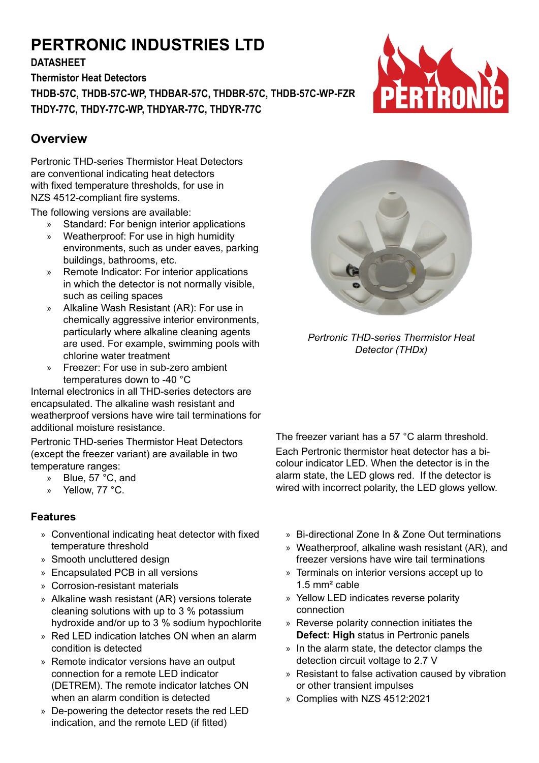# PERTRONIC INDUSTRIES LTD

**DATASHEET**

**Thermistor Heat Detectors**

**THDB-57C, THDB-57C-WP, THDBAR-57C, THDBR-57C, THDB-57C-WP-FZR**
**THDY-77C, THDY-77C-WP, THDYAR-77C, THDYR-77C**

## Overview

Pertronic THD-series Thermistor Heat Detectors are conventional indicating heat detectors with fixed temperature thresholds, for use in NZS 4512-compliant fire systems.

The following versions are available:

- Standard: For benign interior applications
- Weatherproof: For use in high humidity environments, such as under eaves, parking buildings, bathrooms, etc.
- Remote Indicator: For interior applications in which the detector is not normally visible, such as ceiling spaces
- Alkaline Wash Resistant (AR): For use in chemically aggressive interior environments, particularly where alkaline cleaning agents are used. For example, swimming pools with chlorine water treatment
- Freezer: For use in sub-zero ambient temperatures down to -40 °C

Internal electronics in all THD-series detectors are encapsulated. The alkaline wash resistant and weatherproof versions have wire tail terminations for additional moisture resistance.

Pertronic THD-series Thermistor Heat Detectors (except the freezer variant) are available in two temperature ranges:

- Blue, 57 °C, and
- Yellow, 77 °C.

*Pertronic THD-series Thermistor Heat Detector (THDx)*

The freezer variant has a 57 °C alarm threshold.

Each Pertronic thermistor heat detector has a bi-colour indicator LED. When the detector is in the alarm state, the LED glows red. If the detector is wired with incorrect polarity, the LED glows yellow.

### Features

- Conventional indicating heat detector with fixed temperature threshold
- Smooth uncluttered design
- Encapsulated PCB in all versions
- Corrosion-resistant materials
- Alkaline wash resistant (AR) versions tolerate cleaning solutions with up to 3 % potassium hydroxide and/or up to 3 % sodium hypochlorite
- Red LED indication latches ON when an alarm condition is detected
- Remote indicator versions have an output connection for a remote LED indicator (DETREM). The remote indicator latches ON when an alarm condition is detected
- De-powering the detector resets the red LED indication, and the remote LED (if fitted)
- Bi-directional Zone In & Zone Out terminations
- Weatherproof, alkaline wash resistant (AR), and freezer versions have wire tail terminations
- Terminals on interior versions accept up to 1.5 mm² cable
- Yellow LED indicates reverse polarity connection
- Reverse polarity connection initiates the **Defect: High** status in Pertronic panels
- In the alarm state, the detector clamps the detection circuit voltage to 2.7 V
- Resistant to false activation caused by vibration or other transient impulses
- Complies with NZS 4512:2021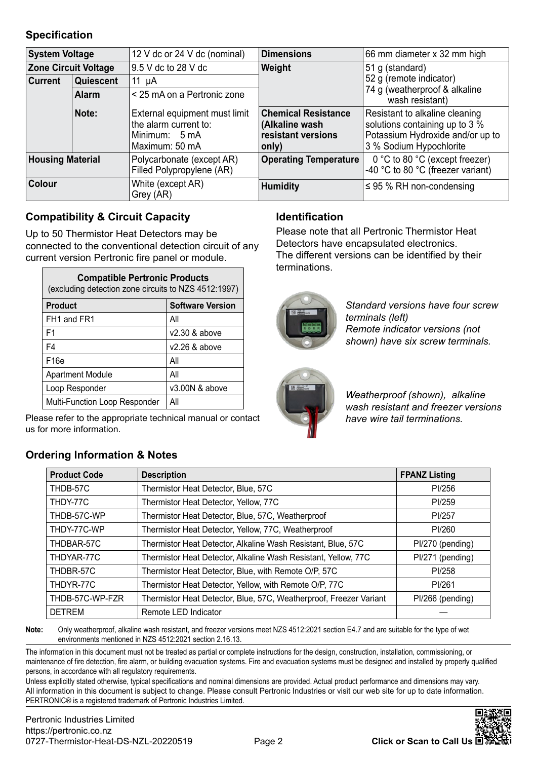## Specification

| | | | | |
|---|---|---|---|---|
| **System Voltage** | | 12 V dc or 24 V dc (nominal) | **Dimensions** | 66 mm diameter x 32 mm high |
| **Zone Circuit Voltage** | | 9.5 V dc to 28 V dc | **Weight** | 51 g (standard)<br>52 g (remote indicator)<br>74 g (weatherproof & alkaline wash resistant) |
| **Current** | **Quiescent** | 11 µA | | |
| | **Alarm** | < 25 mA on a Pertronic zone | | |
| | **Note:** | External equipment must limit the alarm current to:<br>Minimum: 5 mA<br>Maximum: 50 mA | **Chemical Resistance (Alkaline wash resistant versions only)** | Resistant to alkaline cleaning solutions containing up to 3 % Potassium Hydroxide and/or up to 3 % Sodium Hypochlorite |
| **Housing Material** | | Polycarbonate (except AR)<br>Filled Polypropylene (AR) | **Operating Temperature** | 0 °C to 80 °C (except freezer)<br>-40 °C to 80 °C (freezer variant) |
| **Colour** | | White (except AR)<br>Grey (AR) | **Humidity** | ≤ 95 % RH non-condensing |

## Compatibility & Circuit Capacity

Up to 50 Thermistor Heat Detectors may be connected to the conventional detection circuit of any current version Pertronic fire panel or module.

**Compatible Pertronic Products**
(excluding detection zone circuits to NZS 4512:1997)

| Product | Software Version |
|---|---|
| FH1 and FR1 | All |
| F1 | v2.30 & above |
| F4 | v2.26 & above |
| F16e | All |
| Apartment Module | All |
| Loop Responder | v3.00N & above |
| Multi-Function Loop Responder | All |

Please refer to the appropriate technical manual or contact us for more information.

## Identification

Please note that all Pertronic Thermistor Heat Detectors have encapsulated electronics. The different versions can be identified by their terminations.

*Standard versions have four screw terminals (left)*
*Remote indicator versions (not shown) have six screw terminals.*

*Weatherproof (shown), alkaline wash resistant and freezer versions have wire tail terminations.*

## Ordering Information & Notes

| Product Code | Description | FPANZ Listing |
|---|---|---|
| THDB-57C | Thermistor Heat Detector, Blue, 57C | PI/256 |
| THDY-77C | Thermistor Heat Detector, Yellow, 77C | PI/259 |
| THDB-57C-WP | Thermistor Heat Detector, Blue, 57C, Weatherproof | PI/257 |
| THDY-77C-WP | Thermistor Heat Detector, Yellow, 77C, Weatherproof | PI/260 |
| THDBAR-57C | Thermistor Heat Detector, Alkaline Wash Resistant, Blue, 57C | PI/270 (pending) |
| THDYAR-77C | Thermistor Heat Detector, Alkaline Wash Resistant, Yellow, 77C | PI/271 (pending) |
| THDBR-57C | Thermistor Heat Detector, Blue, with Remote O/P, 57C | PI/258 |
| THDYR-77C | Thermistor Heat Detector, Yellow, with Remote O/P, 77C | PI/261 |
| THDB-57C-WP-FZR | Thermistor Heat Detector, Blue, 57C, Weatherproof, Freezer Variant | PI/266 (pending) |
| DETREM | Remote LED Indicator | — |

**Note:** Only weatherproof, alkaline wash resistant, and freezer versions meet NZS 4512:2021 section E4.7 and are suitable for the type of wet environments mentioned in NZS 4512:2021 section 2.16.13.

The information in this document must not be treated as partial or complete instructions for the design, construction, installation, commissioning, or maintenance of fire detection, fire alarm, or building evacuation systems. Fire and evacuation systems must be designed and installed by properly qualified persons, in accordance with all regulatory requirements.

Unless explicitly stated otherwise, typical specifications and nominal dimensions are provided. Actual product performance and dimensions may vary. All information in this document is subject to change. Please consult Pertronic Industries or visit our web site for up to date information. PERTRONIC® is a registered trademark of Pertronic Industries Limited.

Pertronic Industries Limited
https://pertronic.co.nz
0727-Thermistor-Heat-DS-NZL-20220519

**Click or Scan to Call Us**